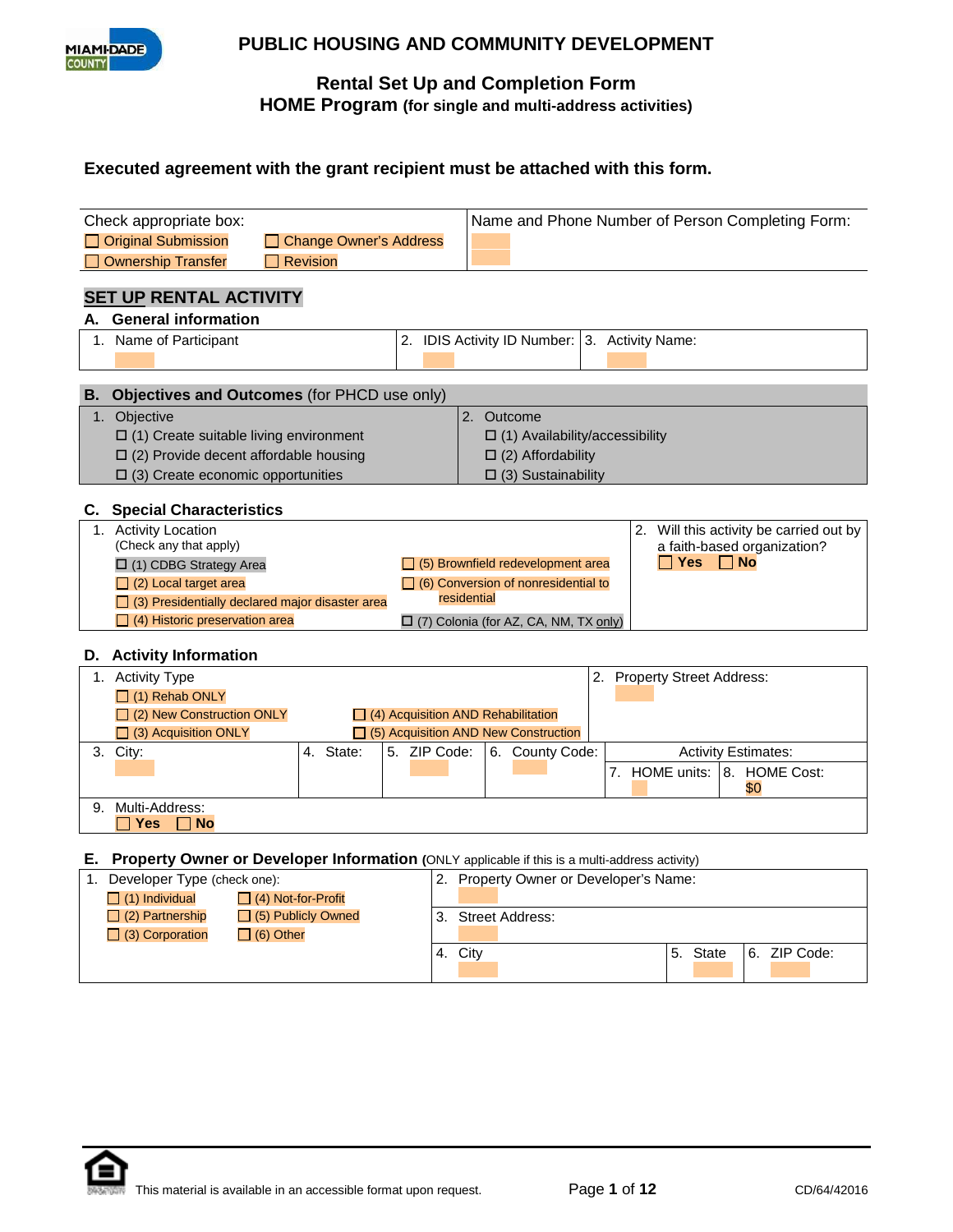# PUBLIC HOUSING AND COMMUNITY DEVELOPMENT

## Rental Set Up and Completion Form
## HOME Program (for single and multi-address activities)

**Executed agreement with the grant recipient must be attached with this form.**

| Check appropriate box: | Name and Phone Number of Person Completing Form: |
|---|---|
| ☐ Original Submission ☐ Change Owner's Address | |
| ☐ Ownership Transfer ☐ Revision | |

## SET UP RENTAL ACTIVITY

### A. General information

| 1. Name of Participant | 2. IDIS Activity ID Number: | 3. Activity Name: |
|---|---|---|
| | | |

### B. Objectives and Outcomes (for PHCD use only)

| 1. Objective | 2. Outcome |
|---|---|
| ☐ (1) Create suitable living environment | ☐ (1) Availability/accessibility |
| ☐ (2) Provide decent affordable housing | ☐ (2) Affordability |
| ☐ (3) Create economic opportunities | ☐ (3) Sustainability |

### C. Special Characteristics

| 1. Activity Location (Check any that apply) | | 2. Will this activity be carried out by a faith-based organization? |
|---|---|---|
| ☐ (1) CDBG Strategy Area | ☐ (5) Brownfield redevelopment area | ☐ Yes ☐ No |
| ☐ (2) Local target area | ☐ (6) Conversion of nonresidential to residential | |
| ☐ (3) Presidentially declared major disaster area | | |
| ☐ (4) Historic preservation area | ☐ (7) Colonia (for AZ, CA, NM, TX only) | |

### D. Activity Information

| 1. Activity Type | | | | 2. Property Street Address: | |
|---|---|---|---|---|---|
| ☐ (1) Rehab ONLY | | | | | |
| ☐ (2) New Construction ONLY | ☐ (4) Acquisition AND Rehabilitation | | | | |
| ☐ (3) Acquisition ONLY | ☐ (5) Acquisition AND New Construction | | | | |
| 3. City: | 4. State: | 5. ZIP Code: | 6. County Code: | Activity Estimates: | |
| | | | | 7. HOME units: | 8. HOME Cost: $0 |
| 9. Multi-Address: ☐ Yes ☐ No | | | | | |

### E. Property Owner or Developer Information (ONLY applicable if this is a multi-address activity)

| 1. Developer Type (check one): | | 2. Property Owner or Developer's Name: | | |
|---|---|---|---|---|
| ☐ (1) Individual | ☐ (4) Not-for-Profit | | | |
| ☐ (2) Partnership | ☐ (5) Publicly Owned | 3. Street Address: | | |
| ☐ (3) Corporation | ☐ (6) Other | | | |
| | | 4. City | 5. State | 6. ZIP Code: |

This material is available in an accessible format upon request.

CD/64/42016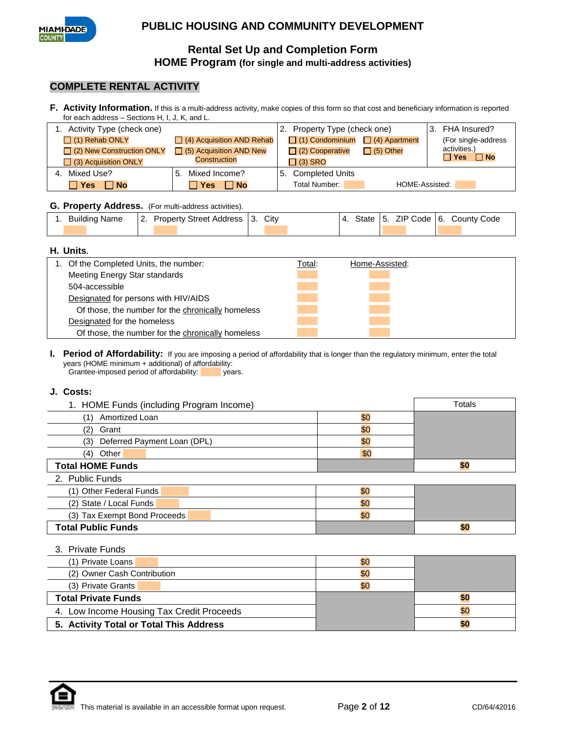# PUBLIC HOUSING AND COMMUNITY DEVELOPMENT

## Rental Set Up and Completion Form
## HOME Program (for single and multi-address activities)

### COMPLETE RENTAL ACTIVITY

**F. Activity Information.** If this is a multi-address activity, make copies of this form so that cost and beneficiary information is reported for each address – Sections H, I, J, K, and L.

| 1. Activity Type (check one) | | 2. Property Type (check one) | 3. FHA Insured? |
|---|---|---|---|
| ☐ (1) Rehab ONLY<br>☐ (2) New Construction ONLY<br>☐ (3) Acquisition ONLY | ☐ (4) Acquisition AND Rehab<br>☐ (5) Acquisition AND New Construction | ☐ (1) Condominium ☐ (4) Apartment<br>☐ (2) Cooperative ☐ (5) Other<br>☐ (3) SRO | (For single-address activities.)<br>☐ Yes ☐ No |
| 4. Mixed Use?<br>☐ Yes ☐ No | 5. Mixed Income?<br>☐ Yes ☐ No | 5. Completed Units<br>Total Number: | HOME-Assisted: |

**G. Property Address.** (For multi-address activities).

| 1. Building Name | 2. Property Street Address | 3. City | 4. State | 5. ZIP Code | 6. County Code |
|---|---|---|---|---|---|
| | | | | | |

**H. Units.**

| 1. Of the Completed Units, the number: | Total: | Home-Assisted: |
|---|---|---|
| Meeting Energy Star standards | | |
| 504-accessible | | |
| Designated for persons with HIV/AIDS | | |
| Of those, the number for the chronically homeless | | |
| Designated for the homeless | | |
| Of those, the number for the chronically homeless | | |

**I. Period of Affordability:** If you are imposing a period of affordability that is longer than the regulatory minimum, enter the total years (HOME minimum + additional) of affordability:
Grantee-imposed period of affordability: ____ years.

**J. Costs:**

| 1. HOME Funds (including Program Income) | | Totals |
|---|---|---|
| (1) Amortized Loan | $0 | |
| (2) Grant | $0 | |
| (3) Deferred Payment Loan (DPL) | $0 | |
| (4) Other | $0 | |
| **Total HOME Funds** | | **$0** |
| 2. Public Funds | | |
| (1) Other Federal Funds | $0 | |
| (2) State / Local Funds | $0 | |
| (3) Tax Exempt Bond Proceeds | $0 | |
| **Total Public Funds** | | **$0** |
| 3. Private Funds | | |
| (1) Private Loans | $0 | |
| (2) Owner Cash Contribution | $0 | |
| (3) Private Grants | $0 | |
| **Total Private Funds** | | **$0** |
| 4. Low Income Housing Tax Credit Proceeds | | $0 |
| **5. Activity Total or Total This Address** | | **$0** |

This material is available in an accessible format upon request.

CD/64/42016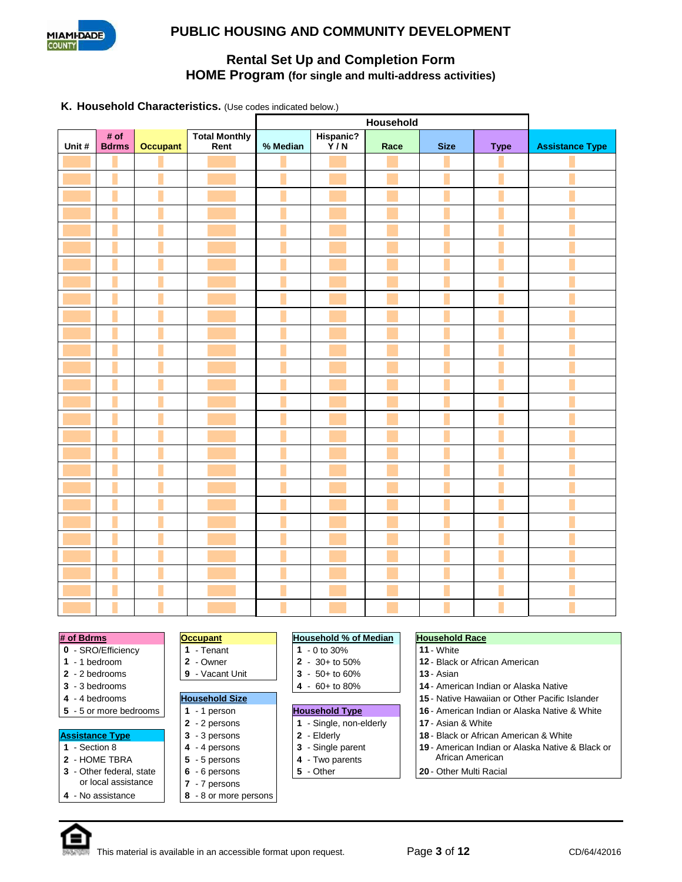# PUBLIC HOUSING AND COMMUNITY DEVELOPMENT

## Rental Set Up and Completion Form
## HOME Program (for single and multi-address activities)

### K. Household Characteristics. (Use codes indicated below.)

| Unit # | # of Bdrms | Occupant | Total Monthly Rent | Household | | | | | Assistance Type |
|---|---|---|---|---|---|---|---|---|---|
| | | | | % Median | Hispanic? Y / N | Race | Size | Type | |
| | | | | | | | | | |
| | | | | | | | | | |
| | | | | | | | | | |
| | | | | | | | | | |
| | | | | | | | | | |
| | | | | | | | | | |
| | | | | | | | | | |
| | | | | | | | | | |
| | | | | | | | | | |
| | | | | | | | | | |
| | | | | | | | | | |
| | | | | | | | | | |
| | | | | | | | | | |
| | | | | | | | | | |
| | | | | | | | | | |
| | | | | | | | | | |
| | | | | | | | | | |
| | | | | | | | | | |
| | | | | | | | | | |
| | | | | | | | | | |
| | | | | | | | | | |
| | | | | | | | | | |
| | | | | | | | | | |
| | | | | | | | | | |
| | | | | | | | | | |
| | | | | | | | | | |
| | | | | | | | | | |

**# of Bdrms**
- **0** - SRO/Efficiency
- **1** - 1 bedroom
- **2** - 2 bedrooms
- **3** - 3 bedrooms
- **4** - 4 bedrooms
- **5** - 5 or more bedrooms

**Assistance Type**
- **1** - Section 8
- **2** - HOME TBRA
- **3** - Other federal, state or local assistance
- **4** - No assistance

**Occupant**
- **1** - Tenant
- **2** - Owner
- **9** - Vacant Unit

**Household Size**
- **1** - 1 person
- **2** - 2 persons
- **3** - 3 persons
- **4** - 4 persons
- **5** - 5 persons
- **6** - 6 persons
- **7** - 7 persons
- **8** - 8 or more persons

**Household % of Median**
- **1** - 0 to 30%
- **2** - 30+ to 50%
- **3** - 50+ to 60%
- **4** - 60+ to 80%

**Household Type**
- **1** - Single, non-elderly
- **2** - Elderly
- **3** - Single parent
- **4** - Two parents
- **5** - Other

**Household Race**
- **11** - White
- **12** - Black or African American
- **13** - Asian
- **14** - American Indian or Alaska Native
- **15** - Native Hawaiian or Other Pacific Islander
- **16** - American Indian or Alaska Native & White
- **17** - Asian & White
- **18** - Black or African American & White
- **19** - American Indian or Alaska Native & Black or African American
- **20** - Other Multi Racial

This material is available in an accessible format upon request.

CD/64/42016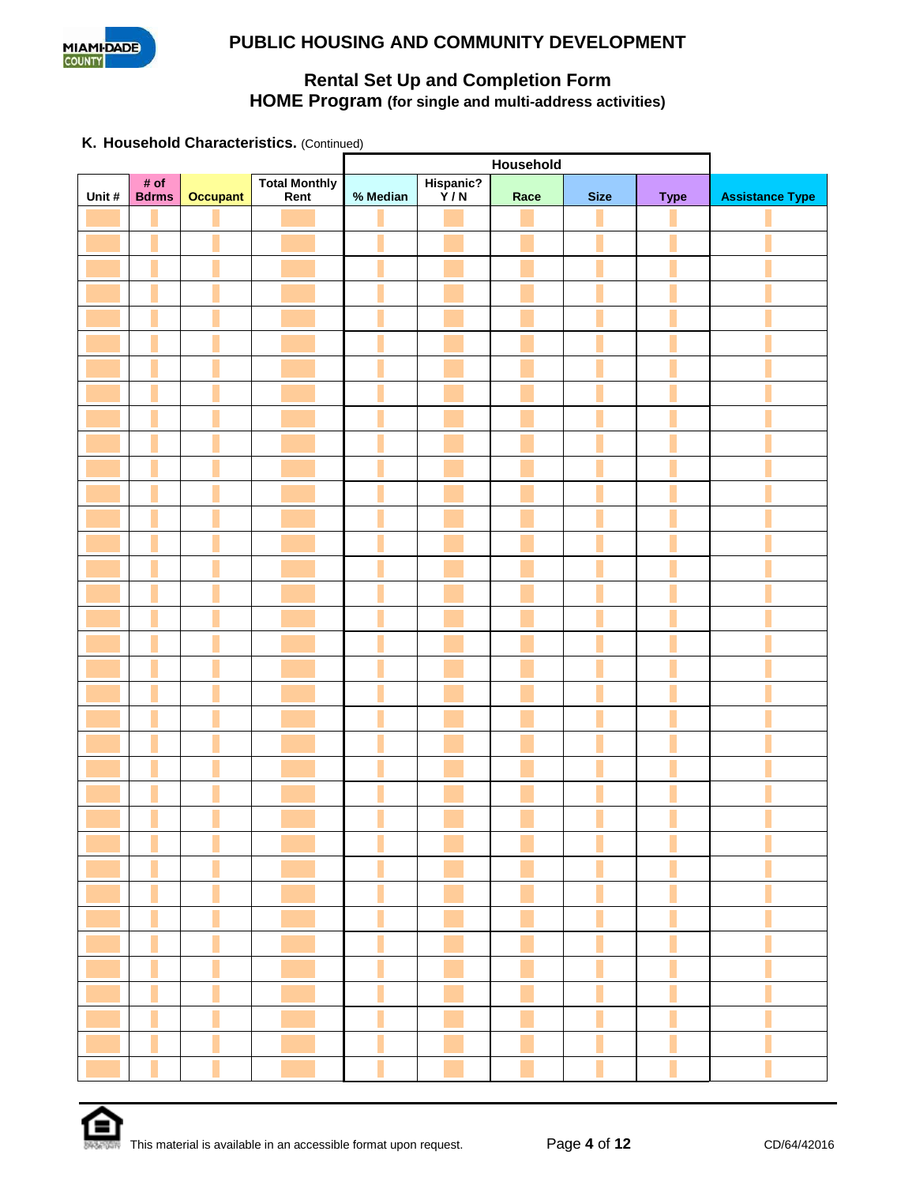# PUBLIC HOUSING AND COMMUNITY DEVELOPMENT

## Rental Set Up and Completion Form
## HOME Program (for single and multi-address activities)

### K. Household Characteristics. (Continued)

| Unit # | # of Bdrms | Occupant | Total Monthly Rent | Household | | | | | Assistance Type |
|---|---|---|---|---|---|---|---|---|---|
| | | | | % Median | Hispanic? Y / N | Race | Size | Type | |
| | | | | | | | | | |
| | | | | | | | | | |
| | | | | | | | | | |
| | | | | | | | | | |
| | | | | | | | | | |
| | | | | | | | | | |
| | | | | | | | | | |
| | | | | | | | | | |
| | | | | | | | | | |
| | | | | | | | | | |
| | | | | | | | | | |
| | | | | | | | | | |
| | | | | | | | | | |
| | | | | | | | | | |
| | | | | | | | | | |
| | | | | | | | | | |
| | | | | | | | | | |
| | | | | | | | | | |
| | | | | | | | | | |
| | | | | | | | | | |
| | | | | | | | | | |
| | | | | | | | | | |
| | | | | | | | | | |
| | | | | | | | | | |
| | | | | | | | | | |
| | | | | | | | | | |
| | | | | | | | | | |
| | | | | | | | | | |
| | | | | | | | | | |
| | | | | | | | | | |
| | | | | | | | | | |
| | | | | | | | | | |
| | | | | | | | | | |
| | | | | | | | | | |
| | | | | | | | | | |

This material is available in an accessible format upon request.

CD/64/42016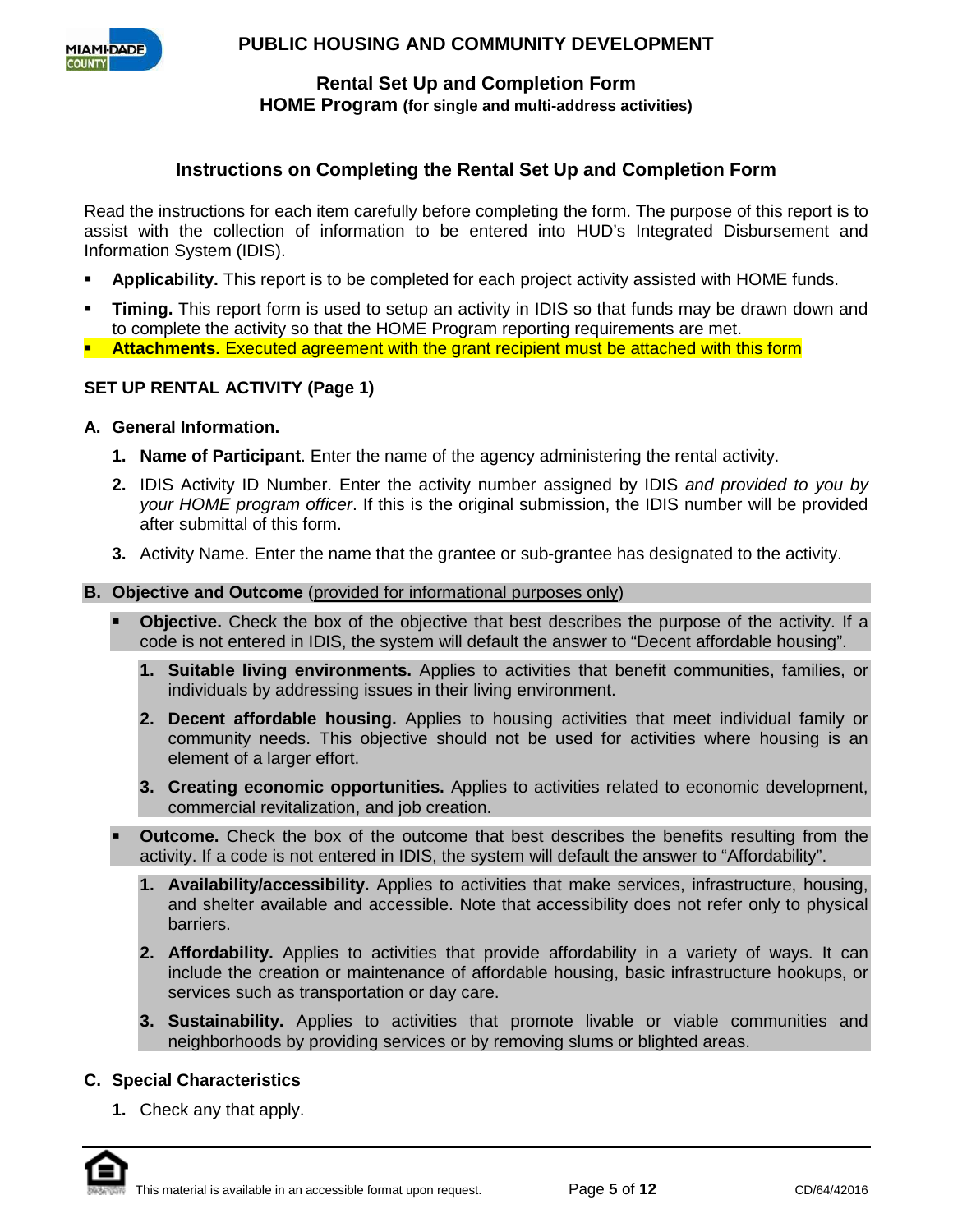PUBLIC HOUSING AND COMMUNITY DEVELOPMENT

**Rental Set Up and Completion Form**
**HOME Program (for single and multi-address activities)**

## Instructions on Completing the Rental Set Up and Completion Form

Read the instructions for each item carefully before completing the form. The purpose of this report is to assist with the collection of information to be entered into HUD's Integrated Disbursement and Information System (IDIS).

- **Applicability.** This report is to be completed for each project activity assisted with HOME funds.
- **Timing.** This report form is used to setup an activity in IDIS so that funds may be drawn down and to complete the activity so that the HOME Program reporting requirements are met.
- **Attachments.** Executed agreement with the grant recipient must be attached with this form

### SET UP RENTAL ACTIVITY (Page 1)

**A. General Information.**

1. **Name of Participant**. Enter the name of the agency administering the rental activity.
2. IDIS Activity ID Number. Enter the activity number assigned by IDIS *and provided to you by your HOME program officer*. If this is the original submission, the IDIS number will be provided after submittal of this form.
3. Activity Name. Enter the name that the grantee or sub-grantee has designated to the activity.

**B. Objective and Outcome** (provided for informational purposes only)

- **Objective.** Check the box of the objective that best describes the purpose of the activity. If a code is not entered in IDIS, the system will default the answer to "Decent affordable housing".
  1. **Suitable living environments.** Applies to activities that benefit communities, families, or individuals by addressing issues in their living environment.
  2. **Decent affordable housing.** Applies to housing activities that meet individual family or community needs. This objective should not be used for activities where housing is an element of a larger effort.
  3. **Creating economic opportunities.** Applies to activities related to economic development, commercial revitalization, and job creation.
- **Outcome.** Check the box of the outcome that best describes the benefits resulting from the activity. If a code is not entered in IDIS, the system will default the answer to "Affordability".
  1. **Availability/accessibility.** Applies to activities that make services, infrastructure, housing, and shelter available and accessible. Note that accessibility does not refer only to physical barriers.
  2. **Affordability.** Applies to activities that provide affordability in a variety of ways. It can include the creation or maintenance of affordable housing, basic infrastructure hookups, or services such as transportation or day care.
  3. **Sustainability.** Applies to activities that promote livable or viable communities and neighborhoods by providing services or by removing slums or blighted areas.

**C. Special Characteristics**

1. Check any that apply.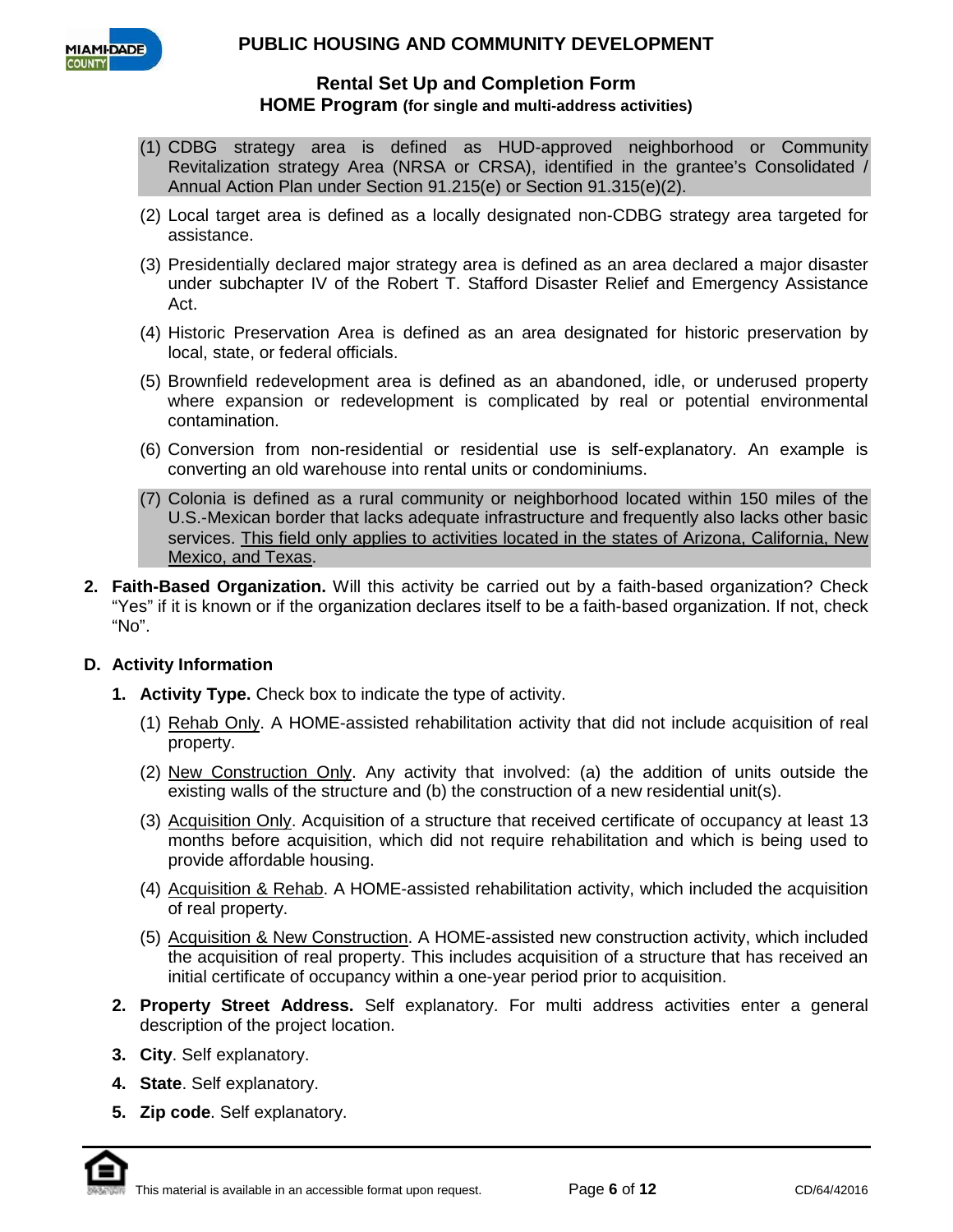(1) CDBG strategy area is defined as HUD-approved neighborhood or Community Revitalization strategy Area (NRSA or CRSA), identified in the grantee's Consolidated / Annual Action Plan under Section 91.215(e) or Section 91.315(e)(2).

(2) Local target area is defined as a locally designated non-CDBG strategy area targeted for assistance.

(3) Presidentially declared major strategy area is defined as an area declared a major disaster under subchapter IV of the Robert T. Stafford Disaster Relief and Emergency Assistance Act.

(4) Historic Preservation Area is defined as an area designated for historic preservation by local, state, or federal officials.

(5) Brownfield redevelopment area is defined as an abandoned, idle, or underused property where expansion or redevelopment is complicated by real or potential environmental contamination.

(6) Conversion from non-residential or residential use is self-explanatory. An example is converting an old warehouse into rental units or condominiums.

(7) Colonia is defined as a rural community or neighborhood located within 150 miles of the U.S.-Mexican border that lacks adequate infrastructure and frequently also lacks other basic services. <u>This field only applies to activities located in the states of Arizona, California, New Mexico, and Texas</u>.

**2. Faith-Based Organization.** Will this activity be carried out by a faith-based organization? Check "Yes" if it is known or if the organization declares itself to be a faith-based organization. If not, check "No".

### D. Activity Information

**1. Activity Type.** Check box to indicate the type of activity.

(1) <u>Rehab Only</u>. A HOME-assisted rehabilitation activity that did not include acquisition of real property.

(2) <u>New Construction Only</u>. Any activity that involved: (a) the addition of units outside the existing walls of the structure and (b) the construction of a new residential unit(s).

(3) <u>Acquisition Only</u>. Acquisition of a structure that received certificate of occupancy at least 13 months before acquisition, which did not require rehabilitation and which is being used to provide affordable housing.

(4) <u>Acquisition & Rehab</u>. A HOME-assisted rehabilitation activity, which included the acquisition of real property.

(5) <u>Acquisition & New Construction</u>. A HOME-assisted new construction activity, which included the acquisition of real property. This includes acquisition of a structure that has received an initial certificate of occupancy within a one-year period prior to acquisition.

**2. Property Street Address.** Self explanatory. For multi address activities enter a general description of the project location.

**3. City**. Self explanatory.

**4. State**. Self explanatory.

**5. Zip code**. Self explanatory.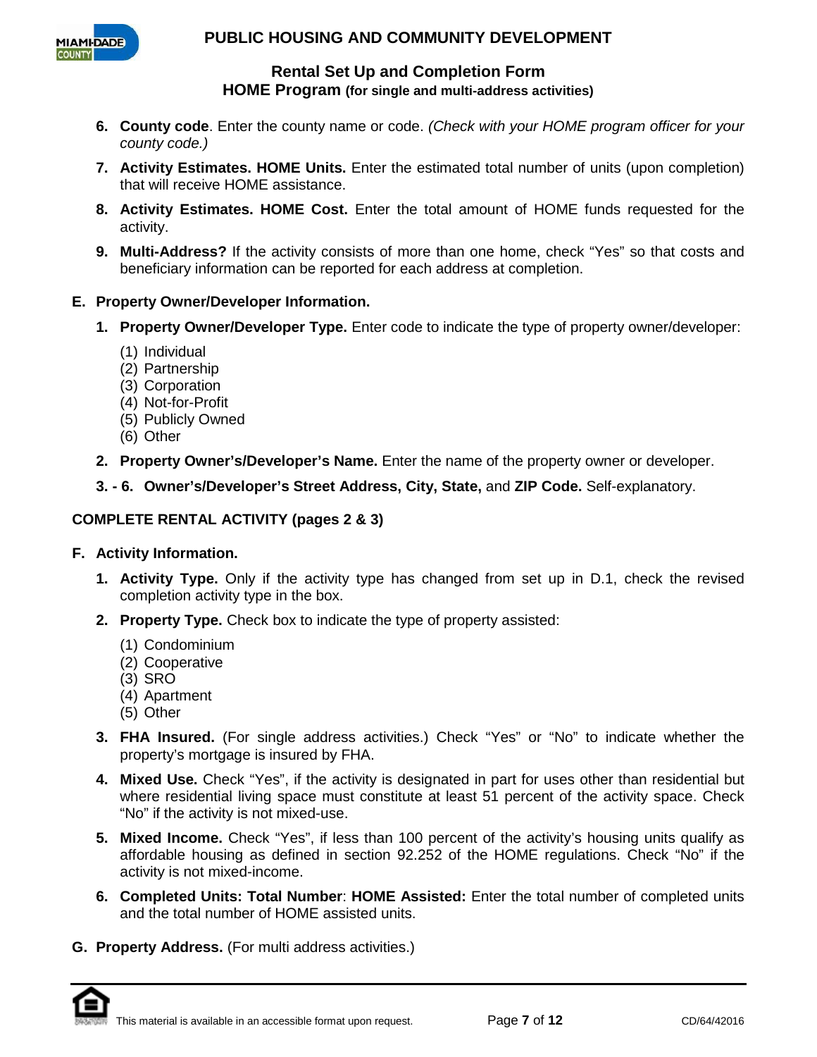6. **County code**. Enter the county name or code. *(Check with your HOME program officer for your county code.)*
7. **Activity Estimates. HOME Units.** Enter the estimated total number of units (upon completion) that will receive HOME assistance.
8. **Activity Estimates. HOME Cost.** Enter the total amount of HOME funds requested for the activity.
9. **Multi-Address?** If the activity consists of more than one home, check "Yes" so that costs and beneficiary information can be reported for each address at completion.

**E. Property Owner/Developer Information.**

1. **Property Owner/Developer Type.** Enter code to indicate the type of property owner/developer:
   - (1) Individual
   - (2) Partnership
   - (3) Corporation
   - (4) Not-for-Profit
   - (5) Publicly Owned
   - (6) Other
2. **Property Owner's/Developer's Name.** Enter the name of the property owner or developer.

**3. - 6. Owner's/Developer's Street Address, City, State,** and **ZIP Code.** Self-explanatory.

## COMPLETE RENTAL ACTIVITY (pages 2 & 3)

**F. Activity Information.**

1. **Activity Type.** Only if the activity type has changed from set up in D.1, check the revised completion activity type in the box.
2. **Property Type.** Check box to indicate the type of property assisted:
   - (1) Condominium
   - (2) Cooperative
   - (3) SRO
   - (4) Apartment
   - (5) Other
3. **FHA Insured.** (For single address activities.) Check "Yes" or "No" to indicate whether the property's mortgage is insured by FHA.
4. **Mixed Use.** Check "Yes", if the activity is designated in part for uses other than residential but where residential living space must constitute at least 51 percent of the activity space. Check "No" if the activity is not mixed-use.
5. **Mixed Income.** Check "Yes", if less than 100 percent of the activity's housing units qualify as affordable housing as defined in section 92.252 of the HOME regulations. Check "No" if the activity is not mixed-income.
6. **Completed Units: Total Number**: **HOME Assisted:** Enter the total number of completed units and the total number of HOME assisted units.

**G. Property Address.** (For multi address activities.)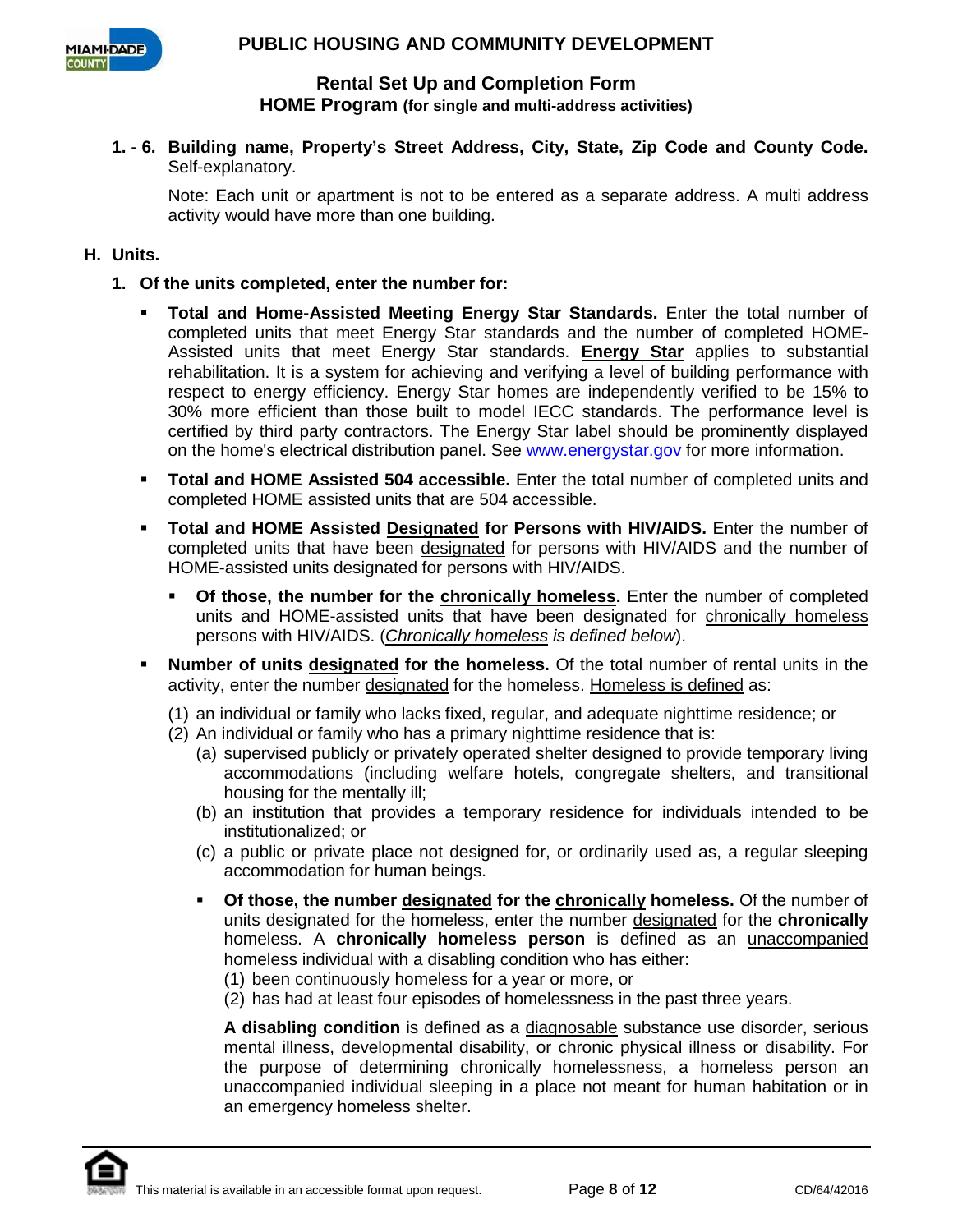**Rental Set Up and Completion Form**
**HOME Program (for single and multi-address activities)**

**1. - 6. Building name, Property's Street Address, City, State, Zip Code and County Code.** Self-explanatory.

Note: Each unit or apartment is not to be entered as a separate address. A multi address activity would have more than one building.

## H. Units.

### 1. Of the units completed, enter the number for:

- **Total and Home-Assisted Meeting Energy Star Standards.** Enter the total number of completed units that meet Energy Star standards and the number of completed HOME-Assisted units that meet Energy Star standards. **Energy Star** applies to substantial rehabilitation. It is a system for achieving and verifying a level of building performance with respect to energy efficiency. Energy Star homes are independently verified to be 15% to 30% more efficient than those built to model IECC standards. The performance level is certified by third party contractors. The Energy Star label should be prominently displayed on the home's electrical distribution panel. See www.energystar.gov for more information.
- **Total and HOME Assisted 504 accessible.** Enter the total number of completed units and completed HOME assisted units that are 504 accessible.
- **Total and HOME Assisted Designated for Persons with HIV/AIDS.** Enter the number of completed units that have been designated for persons with HIV/AIDS and the number of HOME-assisted units designated for persons with HIV/AIDS.
  - **Of those, the number for the chronically homeless.** Enter the number of completed units and HOME-assisted units that have been designated for chronically homeless persons with HIV/AIDS. (*Chronically homeless is defined below*).
- **Number of units designated for the homeless.** Of the total number of rental units in the activity, enter the number designated for the homeless. Homeless is defined as:

  (1) an individual or family who lacks fixed, regular, and adequate nighttime residence; or
  (2) An individual or family who has a primary nighttime residence that is:
  (a) supervised publicly or privately operated shelter designed to provide temporary living accommodations (including welfare hotels, congregate shelters, and transitional housing for the mentally ill;
  (b) an institution that provides a temporary residence for individuals intended to be institutionalized; or
  (c) a public or private place not designed for, or ordinarily used as, a regular sleeping accommodation for human beings.

  - **Of those, the number designated for the chronically homeless.** Of the number of units designated for the homeless, enter the number designated for the **chronically** homeless. A **chronically homeless person** is defined as an unaccompanied homeless individual with a disabling condition who has either:
    (1) been continuously homeless for a year or more, or
    (2) has had at least four episodes of homelessness in the past three years.

    **A disabling condition** is defined as a diagnosable substance use disorder, serious mental illness, developmental disability, or chronic physical illness or disability. For the purpose of determining chronically homelessness, a homeless person an unaccompanied individual sleeping in a place not meant for human habitation or in an emergency homeless shelter.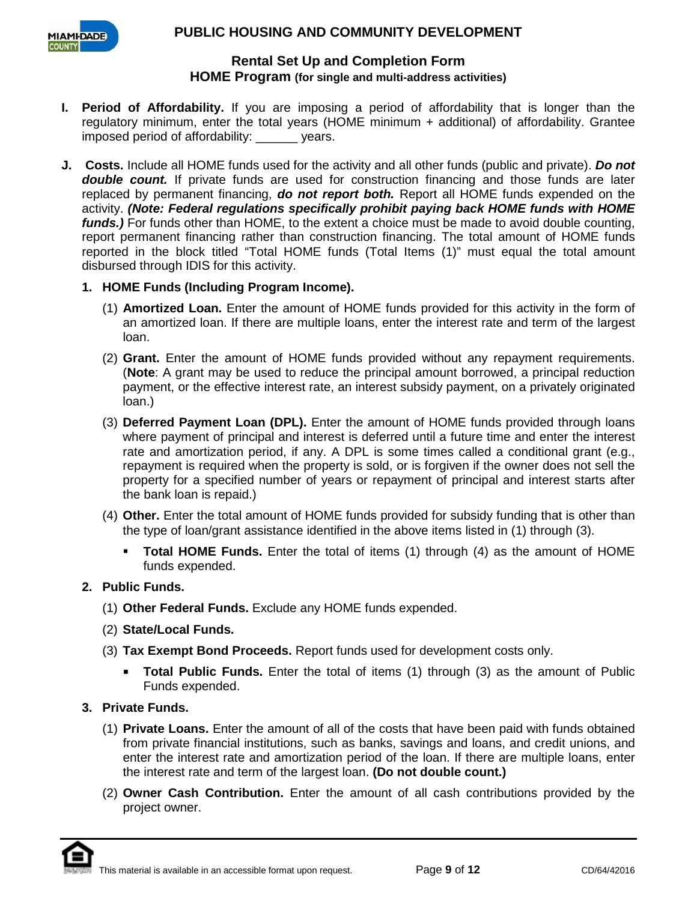# PUBLIC HOUSING AND COMMUNITY DEVELOPMENT

## Rental Set Up and Completion Form
### HOME Program (for single and multi-address activities)

**I. Period of Affordability.** If you are imposing a period of affordability that is longer than the regulatory minimum, enter the total years (HOME minimum + additional) of affordability. Grantee imposed period of affordability: ______ years.

**J. Costs.** Include all HOME funds used for the activity and all other funds (public and private). ***Do not double count.*** If private funds are used for construction financing and those funds are later replaced by permanent financing, ***do not report both.*** Report all HOME funds expended on the activity. ***(Note: Federal regulations specifically prohibit paying back HOME funds with HOME funds.)*** For funds other than HOME, to the extent a choice must be made to avoid double counting, report permanent financing rather than construction financing. The total amount of HOME funds reported in the block titled "Total HOME funds (Total Items (1)" must equal the total amount disbursed through IDIS for this activity.

**1. HOME Funds (Including Program Income).**

(1) **Amortized Loan.** Enter the amount of HOME funds provided for this activity in the form of an amortized loan. If there are multiple loans, enter the interest rate and term of the largest loan.

(2) **Grant.** Enter the amount of HOME funds provided without any repayment requirements. (**Note**: A grant may be used to reduce the principal amount borrowed, a principal reduction payment, or the effective interest rate, an interest subsidy payment, on a privately originated loan.)

(3) **Deferred Payment Loan (DPL).** Enter the amount of HOME funds provided through loans where payment of principal and interest is deferred until a future time and enter the interest rate and amortization period, if any. A DPL is some times called a conditional grant (e.g., repayment is required when the property is sold, or is forgiven if the owner does not sell the property for a specified number of years or repayment of principal and interest starts after the bank loan is repaid.)

(4) **Other.** Enter the total amount of HOME funds provided for subsidy funding that is other than the type of loan/grant assistance identified in the above items listed in (1) through (3).

- **Total HOME Funds.** Enter the total of items (1) through (4) as the amount of HOME funds expended.

**2. Public Funds.**

(1) **Other Federal Funds.** Exclude any HOME funds expended.

(2) **State/Local Funds.**

(3) **Tax Exempt Bond Proceeds.** Report funds used for development costs only.

- **Total Public Funds.** Enter the total of items (1) through (3) as the amount of Public Funds expended.

**3. Private Funds.**

(1) **Private Loans.** Enter the amount of all of the costs that have been paid with funds obtained from private financial institutions, such as banks, savings and loans, and credit unions, and enter the interest rate and amortization period of the loan. If there are multiple loans, enter the interest rate and term of the largest loan. **(Do not double count.)**

(2) **Owner Cash Contribution.** Enter the amount of all cash contributions provided by the project owner.

This material is available in an accessible format upon request.

CD/64/42016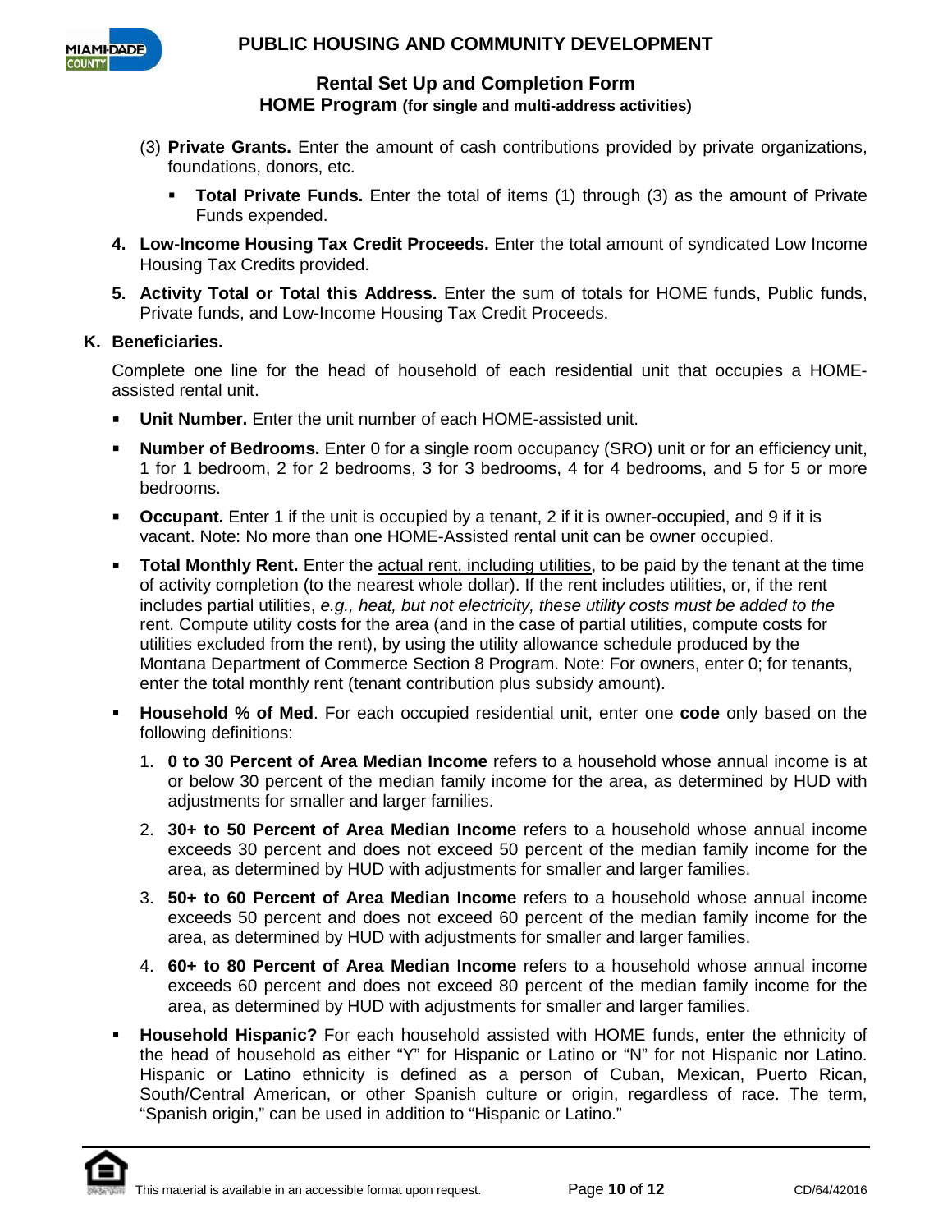(3) **Private Grants.** Enter the amount of cash contributions provided by private organizations, foundations, donors, etc.

- **Total Private Funds.** Enter the total of items (1) through (3) as the amount of Private Funds expended.

4. **Low-Income Housing Tax Credit Proceeds.** Enter the total amount of syndicated Low Income Housing Tax Credits provided.

5. **Activity Total or Total this Address.** Enter the sum of totals for HOME funds, Public funds, Private funds, and Low-Income Housing Tax Credit Proceeds.

**K. Beneficiaries.**

Complete one line for the head of household of each residential unit that occupies a HOME-assisted rental unit.

- **Unit Number.** Enter the unit number of each HOME-assisted unit.
- **Number of Bedrooms.** Enter 0 for a single room occupancy (SRO) unit or for an efficiency unit, 1 for 1 bedroom, 2 for 2 bedrooms, 3 for 3 bedrooms, 4 for 4 bedrooms, and 5 for 5 or more bedrooms.
- **Occupant.** Enter 1 if the unit is occupied by a tenant, 2 if it is owner-occupied, and 9 if it is vacant. Note: No more than one HOME-Assisted rental unit can be owner occupied.
- **Total Monthly Rent.** Enter the actual rent, including utilities, to be paid by the tenant at the time of activity completion (to the nearest whole dollar). If the rent includes utilities, or, if the rent includes partial utilities, *e.g., heat, but not electricity, these utility costs must be added to the* rent. Compute utility costs for the area (and in the case of partial utilities, compute costs for utilities excluded from the rent), by using the utility allowance schedule produced by the Montana Department of Commerce Section 8 Program. Note: For owners, enter 0; for tenants, enter the total monthly rent (tenant contribution plus subsidy amount).
- **Household % of Med**. For each occupied residential unit, enter one **code** only based on the following definitions:
  1. **0 to 30 Percent of Area Median Income** refers to a household whose annual income is at or below 30 percent of the median family income for the area, as determined by HUD with adjustments for smaller and larger families.
  2. **30+ to 50 Percent of Area Median Income** refers to a household whose annual income exceeds 30 percent and does not exceed 50 percent of the median family income for the area, as determined by HUD with adjustments for smaller and larger families.
  3. **50+ to 60 Percent of Area Median Income** refers to a household whose annual income exceeds 50 percent and does not exceed 60 percent of the median family income for the area, as determined by HUD with adjustments for smaller and larger families.
  4. **60+ to 80 Percent of Area Median Income** refers to a household whose annual income exceeds 60 percent and does not exceed 80 percent of the median family income for the area, as determined by HUD with adjustments for smaller and larger families.
- **Household Hispanic?** For each household assisted with HOME funds, enter the ethnicity of the head of household as either "Y" for Hispanic or Latino or "N" for not Hispanic nor Latino. Hispanic or Latino ethnicity is defined as a person of Cuban, Mexican, Puerto Rican, South/Central American, or other Spanish culture or origin, regardless of race. The term, "Spanish origin," can be used in addition to "Hispanic or Latino."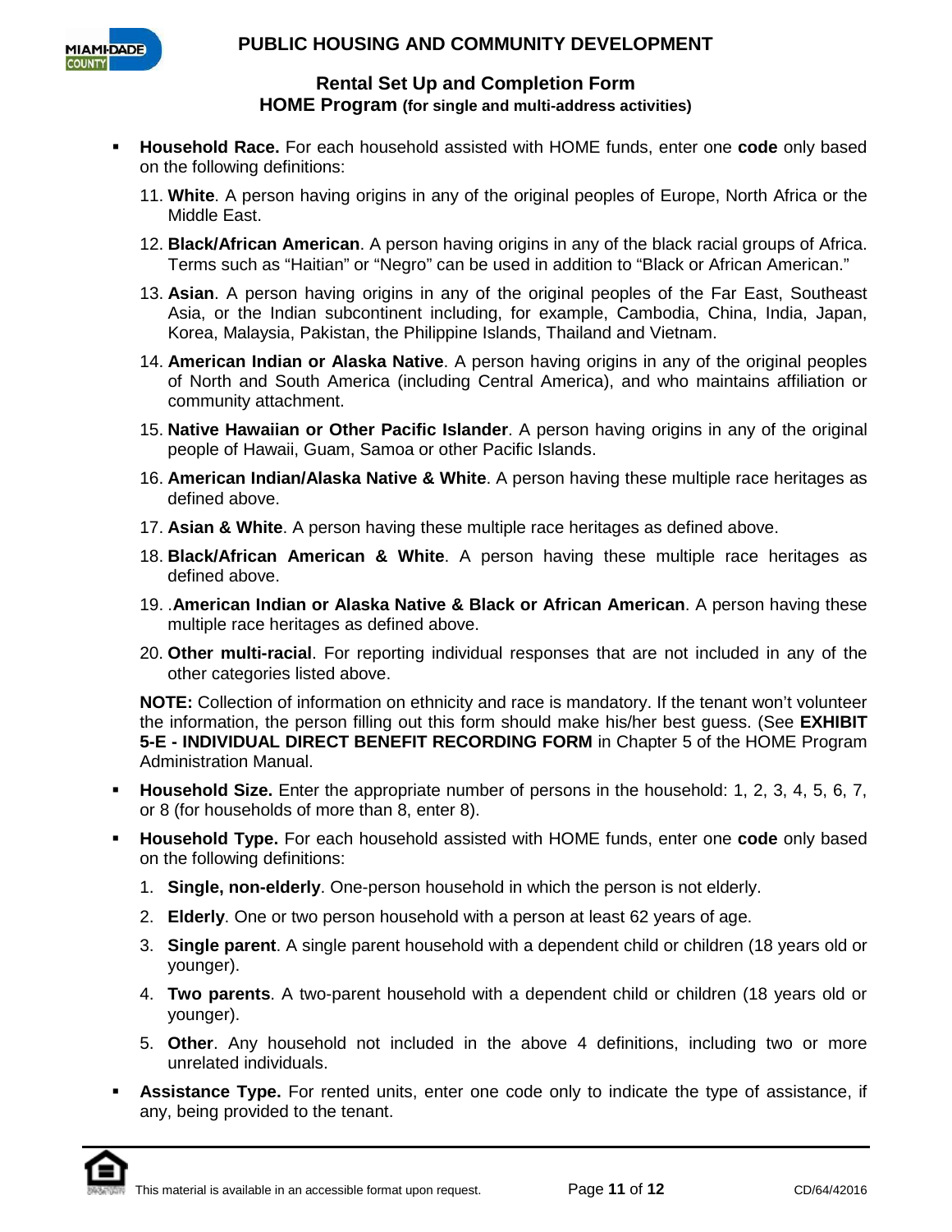- **Household Race.** For each household assisted with HOME funds, enter one **code** only based on the following definitions:

  11. **White**. A person having origins in any of the original peoples of Europe, North Africa or the Middle East.
  12. **Black/African American**. A person having origins in any of the black racial groups of Africa. Terms such as "Haitian" or "Negro" can be used in addition to "Black or African American."
  13. **Asian**. A person having origins in any of the original peoples of the Far East, Southeast Asia, or the Indian subcontinent including, for example, Cambodia, China, India, Japan, Korea, Malaysia, Pakistan, the Philippine Islands, Thailand and Vietnam.
  14. **American Indian or Alaska Native**. A person having origins in any of the original peoples of North and South America (including Central America), and who maintains affiliation or community attachment.
  15. **Native Hawaiian or Other Pacific Islander**. A person having origins in any of the original people of Hawaii, Guam, Samoa or other Pacific Islands.
  16. **American Indian/Alaska Native & White**. A person having these multiple race heritages as defined above.
  17. **Asian & White**. A person having these multiple race heritages as defined above.
  18. **Black/African American & White**. A person having these multiple race heritages as defined above.
  19. .**American Indian or Alaska Native & Black or African American**. A person having these multiple race heritages as defined above.
  20. **Other multi-racial**. For reporting individual responses that are not included in any of the other categories listed above.

  **NOTE:** Collection of information on ethnicity and race is mandatory. If the tenant won't volunteer the information, the person filling out this form should make his/her best guess. (See **EXHIBIT 5-E - INDIVIDUAL DIRECT BENEFIT RECORDING FORM** in Chapter 5 of the HOME Program Administration Manual.

- **Household Size.** Enter the appropriate number of persons in the household: 1, 2, 3, 4, 5, 6, 7, or 8 (for households of more than 8, enter 8).

- **Household Type.** For each household assisted with HOME funds, enter one **code** only based on the following definitions:

  1. **Single, non-elderly**. One-person household in which the person is not elderly.
  2. **Elderly**. One or two person household with a person at least 62 years of age.
  3. **Single parent**. A single parent household with a dependent child or children (18 years old or younger).
  4. **Two parents**. A two-parent household with a dependent child or children (18 years old or younger).
  5. **Other**. Any household not included in the above 4 definitions, including two or more unrelated individuals.

- **Assistance Type.** For rented units, enter one code only to indicate the type of assistance, if any, being provided to the tenant.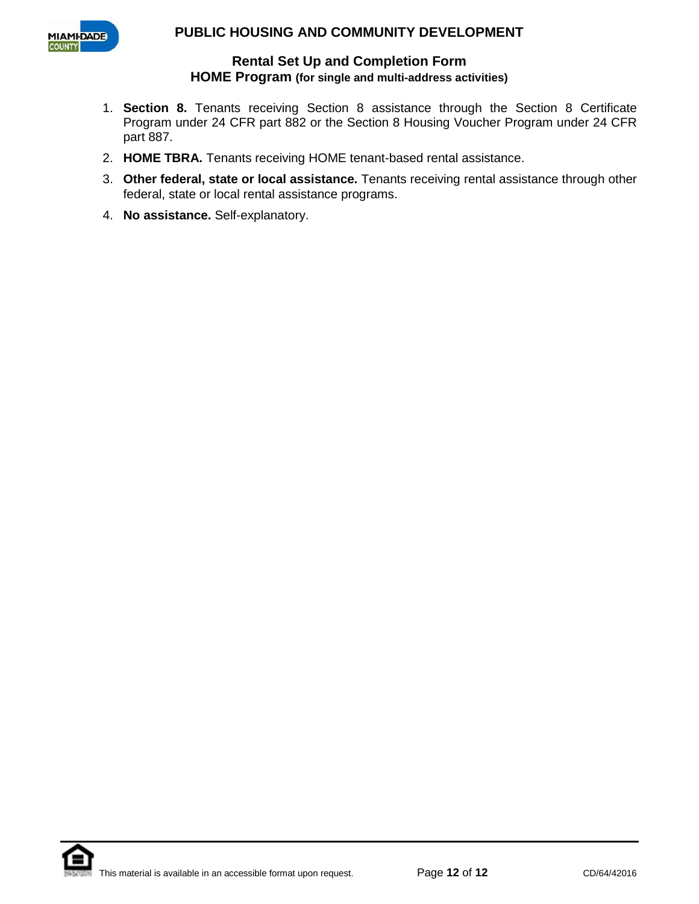1. **Section 8.** Tenants receiving Section 8 assistance through the Section 8 Certificate Program under 24 CFR part 882 or the Section 8 Housing Voucher Program under 24 CFR part 887.
2. **HOME TBRA.** Tenants receiving HOME tenant-based rental assistance.
3. **Other federal, state or local assistance.** Tenants receiving rental assistance through other federal, state or local rental assistance programs.
4. **No assistance.** Self-explanatory.